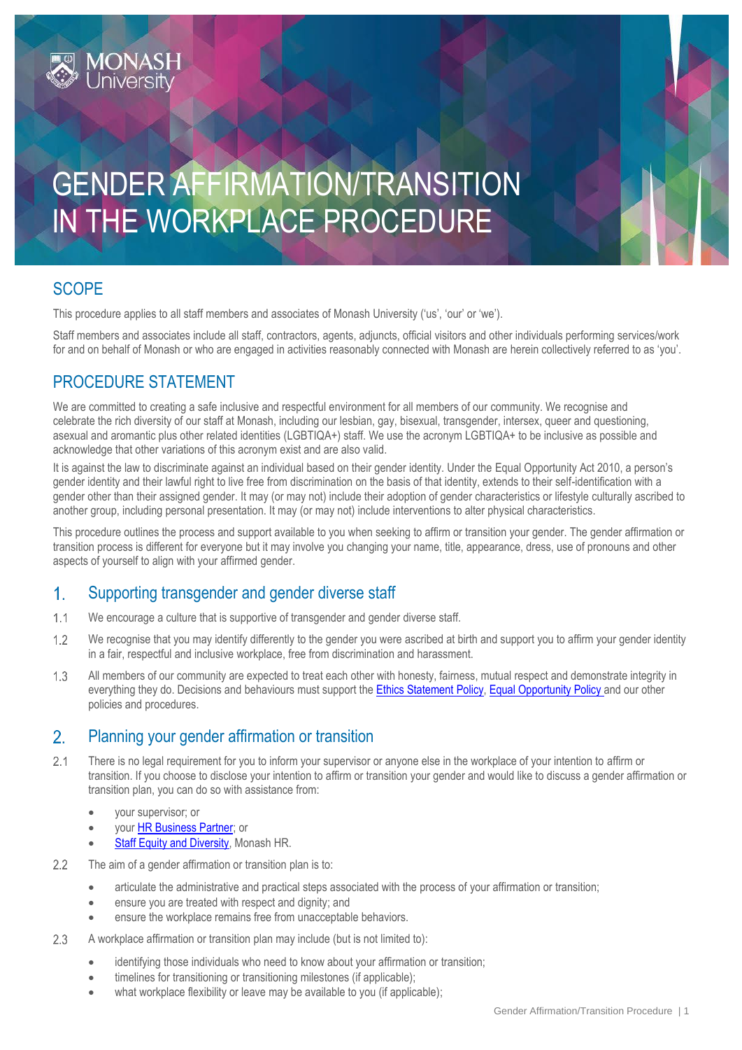Monash University

# GENDER AFFIRMATION/TRANSITION IN THE WORKPLACE PROCEDURE

## SCOPE

This procedure applies to all staff members and associates of Monash University ('us', 'our' or 'we').

Staff members and associates include all staff, contractors, agents, adjuncts, official visitors and other individuals performing services/work for and on behalf of Monash or who are engaged in activities reasonably connected with Monash are herein collectively referred to as 'you'.

## PROCEDURE STATEMENT

We are committed to creating a safe inclusive and respectful environment for all members of our community. We recognise and celebrate the rich diversity of our staff at Monash, including our lesbian, gay, bisexual, transgender, intersex, queer and questioning, asexual and aromantic plus other related identities (LGBTIQA+) staff. We use the acronym LGBTIQA+ to be inclusive as possible and acknowledge that other variations of this acronym exist and are also valid.

It is against the law to discriminate against an individual based on their gender identity. Under the Equal Opportunity Act 2010, a person's gender identity and their lawful right to live free from discrimination on the basis of that identity, extends to their self-identification with a gender other than their assigned gender. It may (or may not) include their adoption of gender characteristics or lifestyle culturally ascribed to another group, including personal presentation. It may (or may not) include interventions to alter physical characteristics.

This procedure outlines the process and support available to you when seeking to affirm or transition your gender. The gender affirmation or transition process is different for everyone but it may involve you changing your name, title, appearance, dress, use of pronouns and other aspects of yourself to align with your affirmed gender.

## 1. Supporting transgender and gender diverse staff

1.1 We encourage a culture that is supportive of transgender and gender diverse staff.

1.2 We recognise that you may identify differently to the gender you were ascribed at birth and support you to affirm your gender identity in a fair, respectful and inclusive workplace, free from discrimination and harassment.

1.3 All members of our community are expected to treat each other with honesty, fairness, mutual respect and demonstrate integrity in everything they do. Decisions and behaviours must support the Ethics Statement Policy, Equal Opportunity Policy and our other policies and procedures.

## 2. Planning your gender affirmation or transition

2.1 There is no legal requirement for you to inform your supervisor or anyone else in the workplace of your intention to affirm or transition. If you choose to disclose your intention to affirm or transition your gender and would like to discuss a gender affirmation or transition plan, you can do so with assistance from:

- your supervisor; or
- your HR Business Partner; or
- Staff Equity and Diversity, Monash HR.

2.2 The aim of a gender affirmation or transition plan is to:

- articulate the administrative and practical steps associated with the process of your affirmation or transition;
- ensure you are treated with respect and dignity; and
- ensure the workplace remains free from unacceptable behaviors.

2.3 A workplace affirmation or transition plan may include (but is not limited to):

- identifying those individuals who need to know about your affirmation or transition;
- timelines for transitioning or transitioning milestones (if applicable);
- what workplace flexibility or leave may be available to you (if applicable);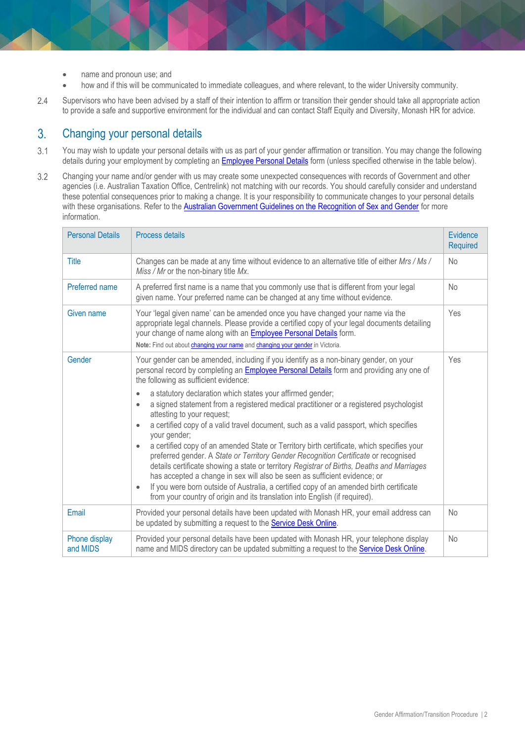- name and pronoun use; and
- how and if this will be communicated to immediate colleagues, and where relevant, to the wider University community.

2.4 Supervisors who have been advised by a staff of their intention to affirm or transition their gender should take all appropriate action to provide a safe and supportive environment for the individual and can contact Staff Equity and Diversity, Monash HR for advice.

## 3. Changing your personal details

3.1 You may wish to update your personal details with us as part of your gender affirmation or transition. You may change the following details during your employment by completing an Employee Personal Details form (unless specified otherwise in the table below).

3.2 Changing your name and/or gender with us may create some unexpected consequences with records of Government and other agencies (i.e. Australian Taxation Office, Centrelink) not matching with our records. You should carefully consider and understand these potential consequences prior to making a change. It is your responsibility to communicate changes to your personal details with these organisations. Refer to the Australian Government Guidelines on the Recognition of Sex and Gender for more information.

| Personal Details | Process details | Evidence Required |
|---|---|---|
| Title | Changes can be made at any time without evidence to an alternative title of either *Mrs / Ms / Miss / Mr* or the non-binary title *Mx*. | No |
| Preferred name | A preferred first name is a name that you commonly use that is different from your legal given name. Your preferred name can be changed at any time without evidence. | No |
| Given name | Your 'legal given name' can be amended once you have changed your name via the appropriate legal channels. Please provide a certified copy of your legal documents detailing your change of name along with an Employee Personal Details form.<br>**Note:** Find out about changing your name and changing your gender in Victoria. | Yes |
| Gender | Your gender can be amended, including if you identify as a non-binary gender, on your personal record by completing an Employee Personal Details form and providing any one of the following as sufficient evidence:<br>• a statutory declaration which states your affirmed gender;<br>• a signed statement from a registered medical practitioner or a registered psychologist attesting to your request;<br>• a certified copy of a valid travel document, such as a valid passport, which specifies your gender;<br>• a certified copy of an amended State or Territory birth certificate, which specifies your preferred gender. A *State or Territory Gender Recognition Certificate* or recognised details certificate showing a state or territory *Registrar of Births, Deaths and Marriages* has accepted a change in sex will also be seen as sufficient evidence; or<br>• If you were born outside of Australia, a certified copy of an amended birth certificate from your country of origin and its translation into English (if required). | Yes |
| Email | Provided your personal details have been updated with Monash HR, your email address can be updated by submitting a request to the Service Desk Online. | No |
| Phone display and MIDS | Provided your personal details have been updated with Monash HR, your telephone display name and MIDS directory can be updated submitting a request to the Service Desk Online. | No |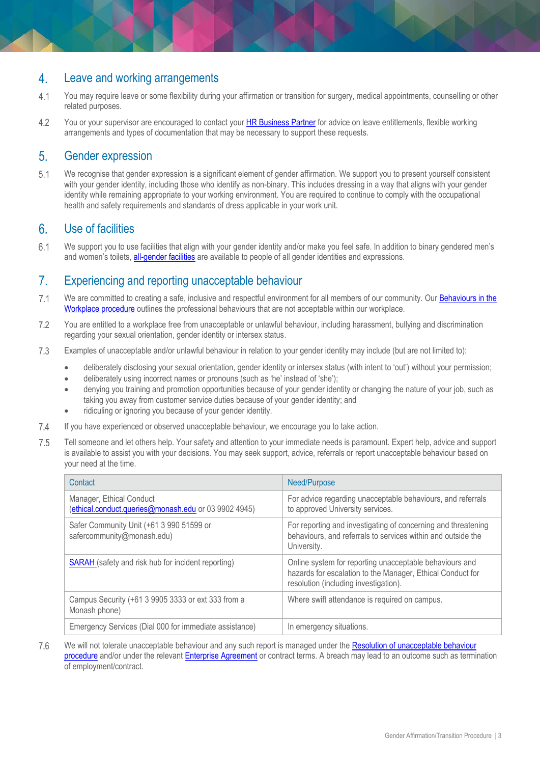## 4. Leave and working arrangements

4.1 You may require leave or some flexibility during your affirmation or transition for surgery, medical appointments, counselling or other related purposes.

4.2 You or your supervisor are encouraged to contact your HR Business Partner for advice on leave entitlements, flexible working arrangements and types of documentation that may be necessary to support these requests.

## 5. Gender expression

5.1 We recognise that gender expression is a significant element of gender affirmation. We support you to present yourself consistent with your gender identity, including those who identify as non-binary. This includes dressing in a way that aligns with your gender identity while remaining appropriate to your working environment. You are required to continue to comply with the occupational health and safety requirements and standards of dress applicable in your work unit.

## 6. Use of facilities

6.1 We support you to use facilities that align with your gender identity and/or make you feel safe. In addition to binary gendered men's and women's toilets, all-gender facilities are available to people of all gender identities and expressions.

## 7. Experiencing and reporting unacceptable behaviour

7.1 We are committed to creating a safe, inclusive and respectful environment for all members of our community. Our Behaviours in the Workplace procedure outlines the professional behaviours that are not acceptable within our workplace.

7.2 You are entitled to a workplace free from unacceptable or unlawful behaviour, including harassment, bullying and discrimination regarding your sexual orientation, gender identity or intersex status.

7.3 Examples of unacceptable and/or unlawful behaviour in relation to your gender identity may include (but are not limited to):

- deliberately disclosing your sexual orientation, gender identity or intersex status (with intent to 'out') without your permission;
- deliberately using incorrect names or pronouns (such as 'he' instead of 'she');
- denying you training and promotion opportunities because of your gender identity or changing the nature of your job, such as taking you away from customer service duties because of your gender identity; and
- ridiculing or ignoring you because of your gender identity.

7.4 If you have experienced or observed unacceptable behaviour, we encourage you to take action.

7.5 Tell someone and let others help. Your safety and attention to your immediate needs is paramount. Expert help, advice and support is available to assist you with your decisions. You may seek support, advice, referrals or report unacceptable behaviour based on your need at the time.

| Contact | Need/Purpose |
|---|---|
| Manager, Ethical Conduct (ethical.conduct.queries@monash.edu or 03 9902 4945) | For advice regarding unacceptable behaviours, and referrals to approved University services. |
| Safer Community Unit (+61 3 990 51599 or safercommunity@monash.edu) | For reporting and investigating of concerning and threatening behaviours, and referrals to services within and outside the University. |
| SARAH (safety and risk hub for incident reporting) | Online system for reporting unacceptable behaviours and hazards for escalation to the Manager, Ethical Conduct for resolution (including investigation). |
| Campus Security (+61 3 9905 3333 or ext 333 from a Monash phone) | Where swift attendance is required on campus. |
| Emergency Services (Dial 000 for immediate assistance) | In emergency situations. |

7.6 We will not tolerate unacceptable behaviour and any such report is managed under the Resolution of unacceptable behaviour procedure and/or under the relevant Enterprise Agreement or contract terms. A breach may lead to an outcome such as termination of employment/contract.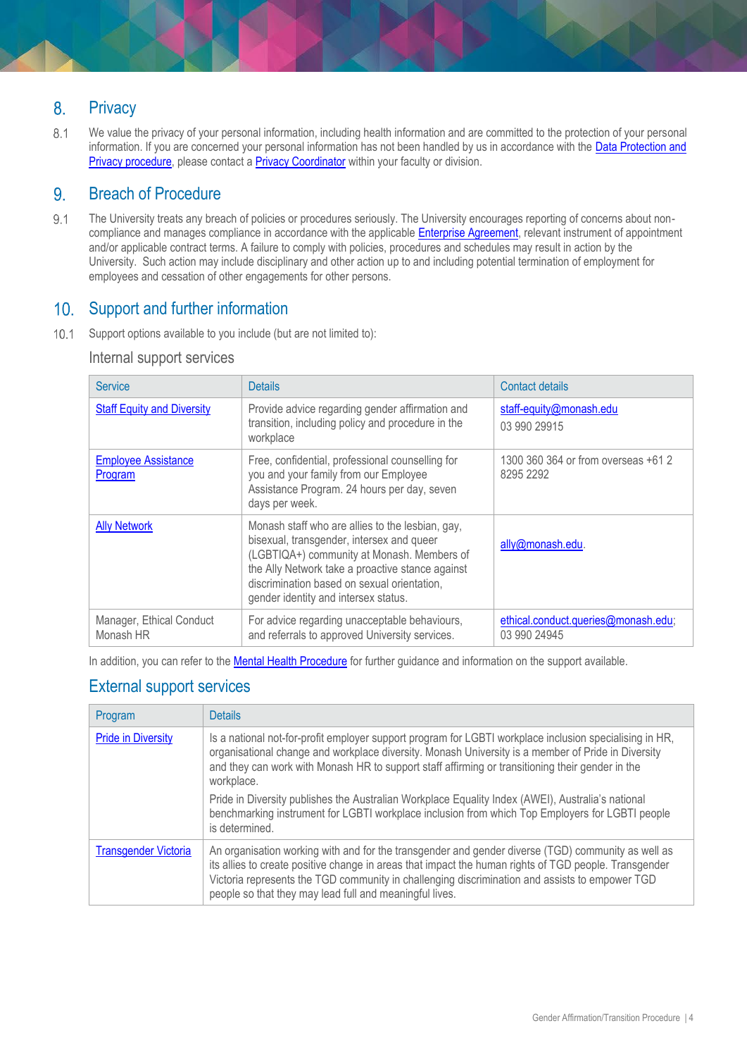## 8. Privacy

8.1 We value the privacy of your personal information, including health information and are committed to the protection of your personal information. If you are concerned your personal information has not been handled by us in accordance with the Data Protection and Privacy procedure, please contact a Privacy Coordinator within your faculty or division.

## 9. Breach of Procedure

9.1 The University treats any breach of policies or procedures seriously. The University encourages reporting of concerns about non-compliance and manages compliance in accordance with the applicable Enterprise Agreement, relevant instrument of appointment and/or applicable contract terms. A failure to comply with policies, procedures and schedules may result in action by the University. Such action may include disciplinary and other action up to and including potential termination of employment for employees and cessation of other engagements for other persons.

## 10. Support and further information

10.1 Support options available to you include (but are not limited to):

### Internal support services

| Service | Details | Contact details |
|---|---|---|
| Staff Equity and Diversity | Provide advice regarding gender affirmation and transition, including policy and procedure in the workplace | staff-equity@monash.edu<br>03 990 29915 |
| Employee Assistance Program | Free, confidential, professional counselling for you and your family from our Employee Assistance Program. 24 hours per day, seven days per week. | 1300 360 364 or from overseas +61 2 8295 2292 |
| Ally Network | Monash staff who are allies to the lesbian, gay, bisexual, transgender, intersex and queer (LGBTIQA+) community at Monash. Members of the Ally Network take a proactive stance against discrimination based on sexual orientation, gender identity and intersex status. | ally@monash.edu. |
| Manager, Ethical Conduct Monash HR | For advice regarding unacceptable behaviours, and referrals to approved University services. | ethical.conduct.queries@monash.edu; 03 990 24945 |

In addition, you can refer to the Mental Health Procedure for further guidance and information on the support available.

### External support services

| Program | Details |
|---|---|
| Pride in Diversity | Is a national not-for-profit employer support program for LGBTI workplace inclusion specialising in HR, organisational change and workplace diversity. Monash University is a member of Pride in Diversity and they can work with Monash HR to support staff affirming or transitioning their gender in the workplace.<br><br>Pride in Diversity publishes the Australian Workplace Equality Index (AWEI), Australia's national benchmarking instrument for LGBTI workplace inclusion from which Top Employers for LGBTI people is determined. |
| Transgender Victoria | An organisation working with and for the transgender and gender diverse (TGD) community as well as its allies to create positive change in areas that impact the human rights of TGD people. Transgender Victoria represents the TGD community in challenging discrimination and assists to empower TGD people so that they may lead full and meaningful lives. |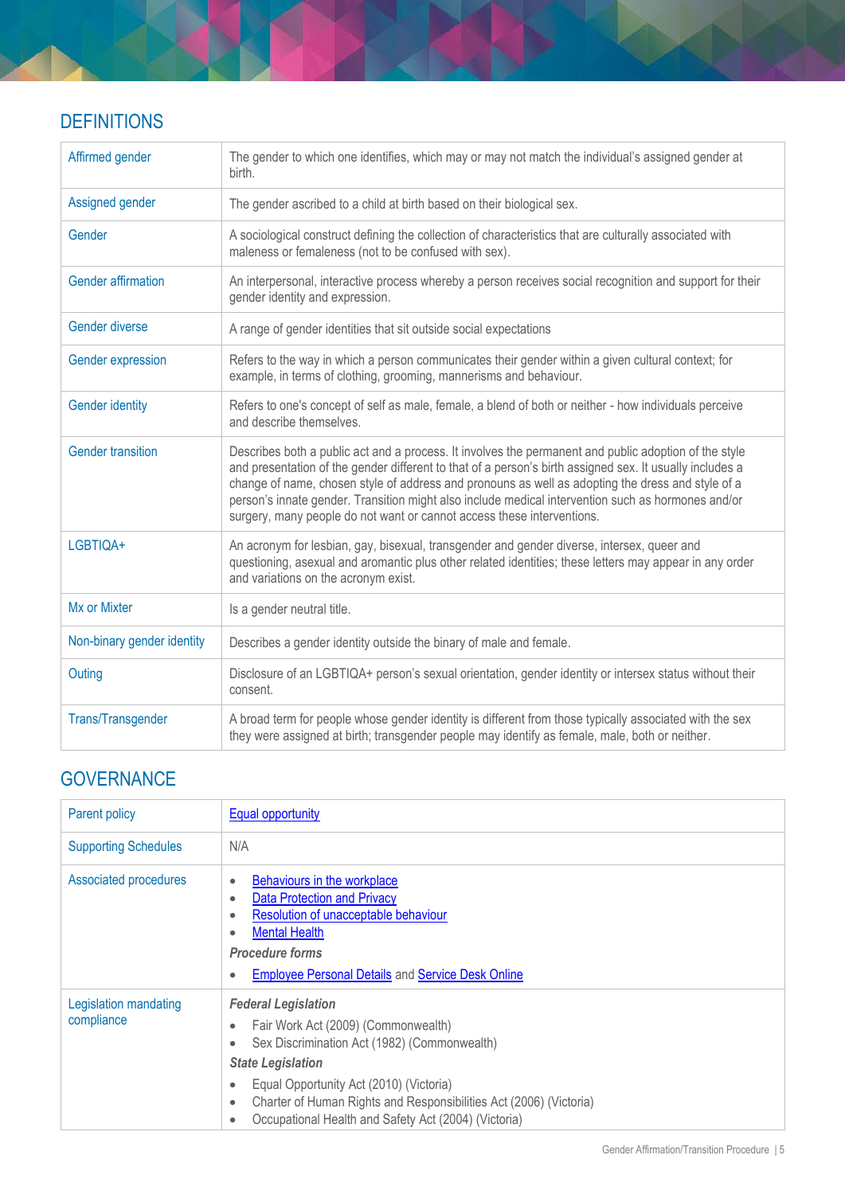## DEFINITIONS

| | |
|---|---|
| Affirmed gender | The gender to which one identifies, which may or may not match the individual's assigned gender at birth. |
| Assigned gender | The gender ascribed to a child at birth based on their biological sex. |
| Gender | A sociological construct defining the collection of characteristics that are culturally associated with maleness or femaleness (not to be confused with sex). |
| Gender affirmation | An interpersonal, interactive process whereby a person receives social recognition and support for their gender identity and expression. |
| Gender diverse | A range of gender identities that sit outside social expectations |
| Gender expression | Refers to the way in which a person communicates their gender within a given cultural context; for example, in terms of clothing, grooming, mannerisms and behaviour. |
| Gender identity | Refers to one's concept of self as male, female, a blend of both or neither - how individuals perceive and describe themselves. |
| Gender transition | Describes both a public act and a process. It involves the permanent and public adoption of the style and presentation of the gender different to that of a person's birth assigned sex. It usually includes a change of name, chosen style of address and pronouns as well as adopting the dress and style of a person's innate gender. Transition might also include medical intervention such as hormones and/or surgery, many people do not want or cannot access these interventions. |
| LGBTIQA+ | An acronym for lesbian, gay, bisexual, transgender and gender diverse, intersex, queer and questioning, asexual and aromantic plus other related identities; these letters may appear in any order and variations on the acronym exist. |
| Mx or Mixter | Is a gender neutral title. |
| Non-binary gender identity | Describes a gender identity outside the binary of male and female. |
| Outing | Disclosure of an LGBTIQA+ person's sexual orientation, gender identity or intersex status without their consent. |
| Trans/Transgender | A broad term for people whose gender identity is different from those typically associated with the sex they were assigned at birth; transgender people may identify as female, male, both or neither. |

## GOVERNANCE

| | |
|---|---|
| Parent policy | Equal opportunity |
| Supporting Schedules | N/A |
| Associated procedures | • Behaviours in the workplace<br>• Data Protection and Privacy<br>• Resolution of unacceptable behaviour<br>• Mental Health<br>***Procedure forms***<br>• Employee Personal Details and Service Desk Online |
| Legislation mandating compliance | ***Federal Legislation***<br>• Fair Work Act (2009) (Commonwealth)<br>• Sex Discrimination Act (1982) (Commonwealth)<br>***State Legislation***<br>• Equal Opportunity Act (2010) (Victoria)<br>• Charter of Human Rights and Responsibilities Act (2006) (Victoria)<br>• Occupational Health and Safety Act (2004) (Victoria) |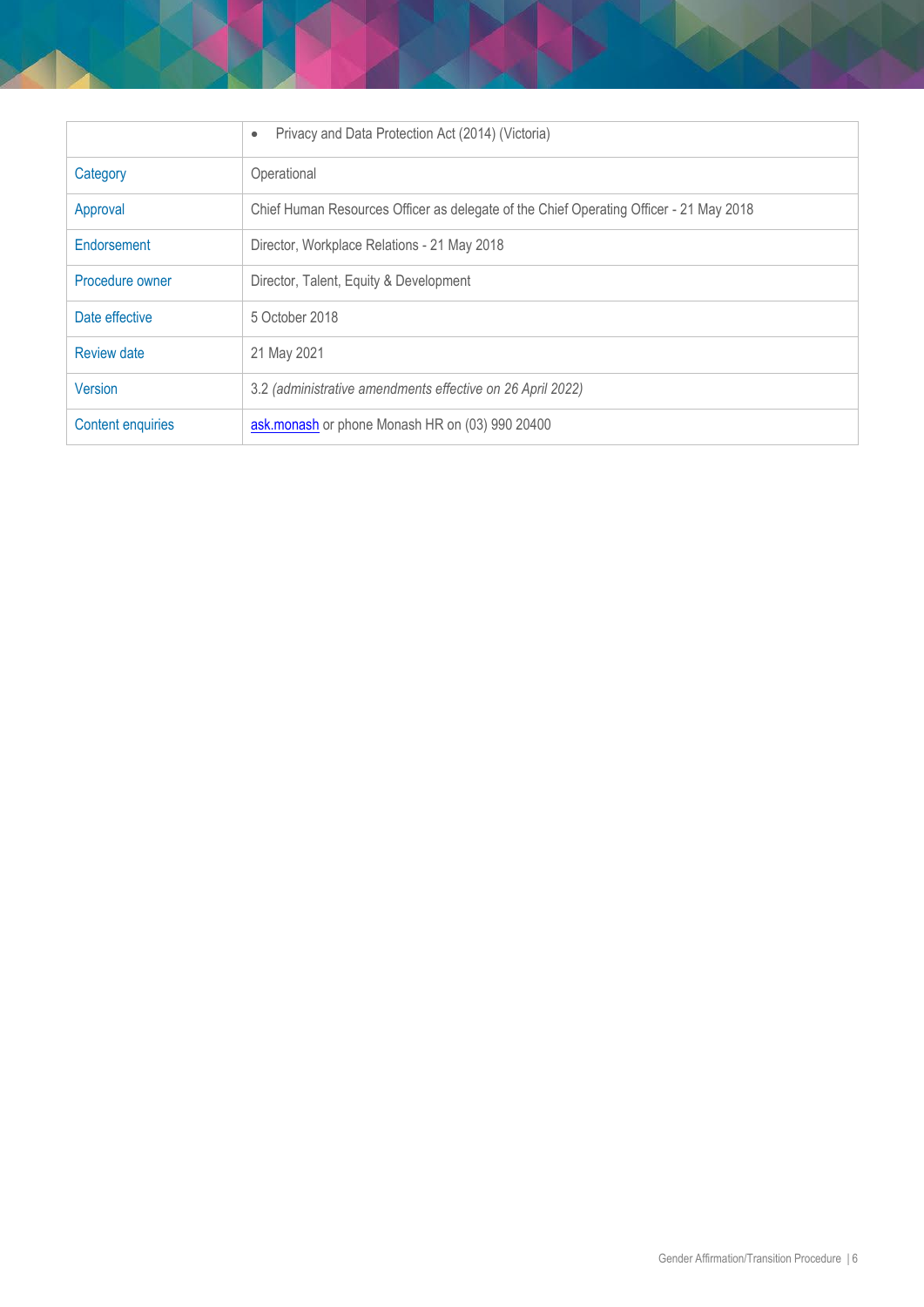| | |
|---|---|
| | • Privacy and Data Protection Act (2014) (Victoria) |
| Category | Operational |
| Approval | Chief Human Resources Officer as delegate of the Chief Operating Officer - 21 May 2018 |
| Endorsement | Director, Workplace Relations - 21 May 2018 |
| Procedure owner | Director, Talent, Equity & Development |
| Date effective | 5 October 2018 |
| Review date | 21 May 2021 |
| Version | 3.2 *(administrative amendments effective on 26 April 2022)* |
| Content enquiries | ask.monash or phone Monash HR on (03) 990 20400 |